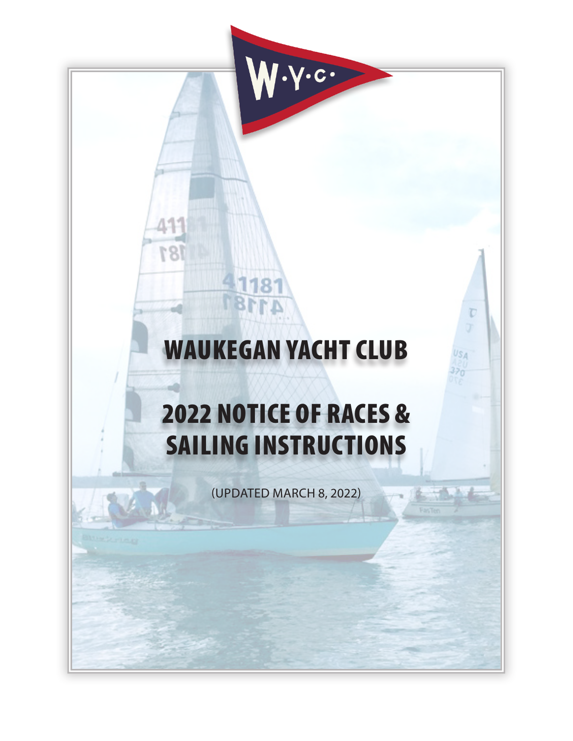# WAUKEGAN YACHT CLUB

# 2022 NOTICE OF RACES & SAILING INSTRUCTIONS

(UPDATED MARCH 8, 2022)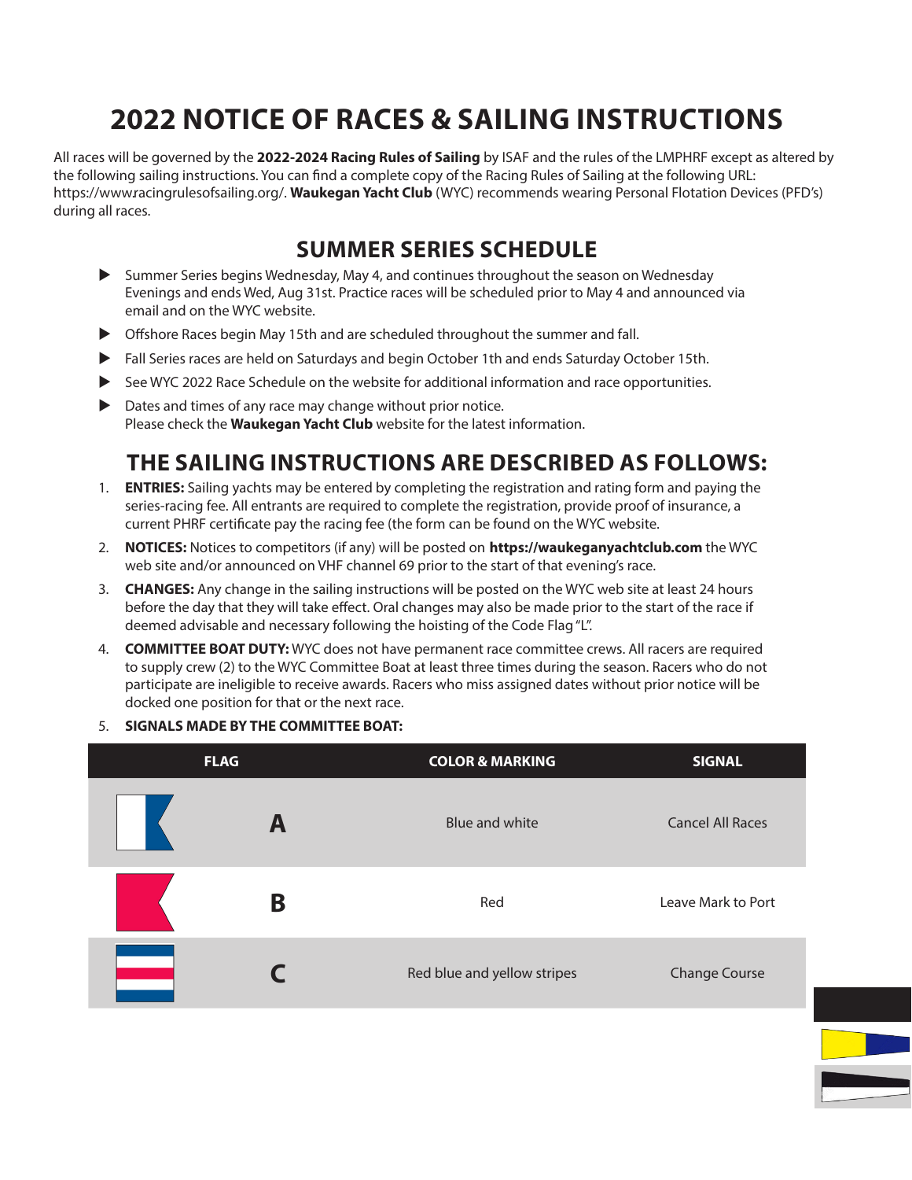# 2022 NOTICE OF RACES & SAILING INSTRUCTIONS

All races will be governed by the **2022-2024 Racing Rules of Sailing** by ISAF and the rules of the LMPHRF except as altered by the following sailing instructions. You can find a complete copy of the Racing Rules of Sailing at the following URL: https://www.racingrulesofsailing.org/. **Waukegan Yacht Club** (WYC) recommends wearing Personal Flotation Devices (PFD's) during all races.

## SUMMER SERIES SCHEDULE

- Summer Series begins Wednesday, May 4, and continues throughout the season on Wednesday Evenings and ends Wed, Aug 31st. Practice races will be scheduled prior to May 4 and announced via email and on the WYC website.
- Offshore Races begin May 15th and are scheduled throughout the summer and fall.
- Fall Series races are held on Saturdays and begin October 1th and ends Saturday October 15th.
- See WYC 2022 Race Schedule on the website for additional information and race opportunities.
- Dates and times of any race may change without prior notice.
  Please check the **Waukegan Yacht Club** website for the latest information.

## THE SAILING INSTRUCTIONS ARE DESCRIBED AS FOLLOWS:

1. **ENTRIES:** Sailing yachts may be entered by completing the registration and rating form and paying the series-racing fee. All entrants are required to complete the registration, provide proof of insurance, a current PHRF certificate pay the racing fee (the form can be found on the WYC website.
2. **NOTICES:** Notices to competitors (if any) will be posted on **https://waukeganyachtclub.com** the WYC web site and/or announced on VHF channel 69 prior to the start of that evening's race.
3. **CHANGES:** Any change in the sailing instructions will be posted on the WYC web site at least 24 hours before the day that they will take effect. Oral changes may also be made prior to the start of the race if deemed advisable and necessary following the hoisting of the Code Flag "L".
4. **COMMITTEE BOAT DUTY:** WYC does not have permanent race committee crews. All racers are required to supply crew (2) to the WYC Committee Boat at least three times during the season. Racers who do not participate are ineligible to receive awards. Racers who miss assigned dates without prior notice will be docked one position for that or the next race.
5. **SIGNALS MADE BY THE COMMITTEE BOAT:**

| FLAG | | COLOR & MARKING | SIGNAL |
|---|---|---|---|
| | A | Blue and white | Cancel All Races |
| | B | Red | Leave Mark to Port |
| | C | Red blue and yellow stripes | Change Course |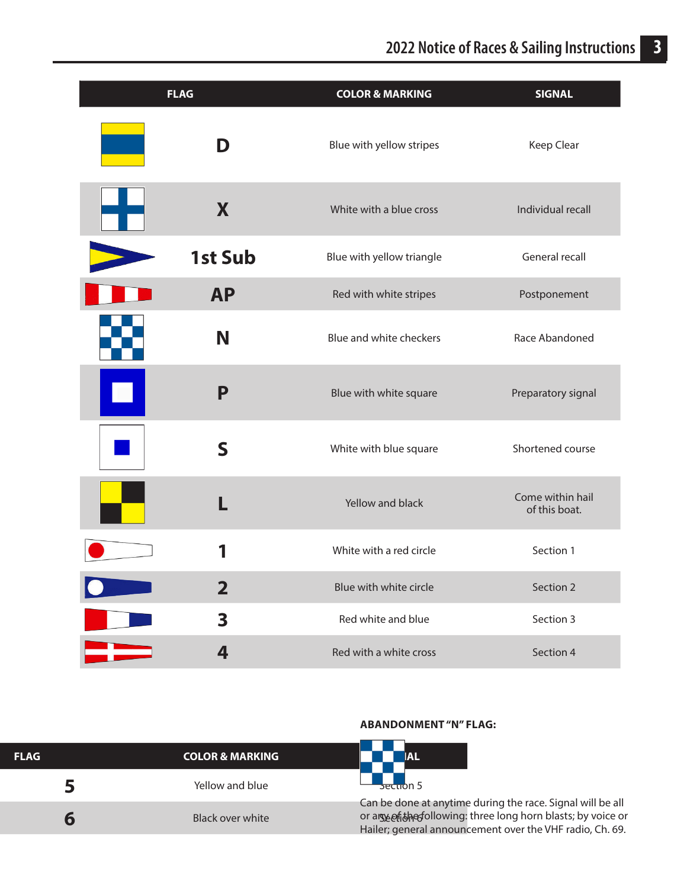| FLAG | | COLOR & MARKING | SIGNAL |
|---|---|---|---|
| | D | Blue with yellow stripes | Keep Clear |
| | X | White with a blue cross | Individual recall |
| | 1st Sub | Blue with yellow triangle | General recall |
| | AP | Red with white stripes | Postponement |
| | N | Blue and white checkers | Race Abandoned |
| | P | Blue with white square | Preparatory signal |
| | S | White with blue square | Shortened course |
| | L | Yellow and black | Come within hail of this boat. |
| | 1 | White with a red circle | Section 1 |
| | 2 | Blue with white circle | Section 2 |
| | 3 | Red white and blue | Section 3 |
| | 4 | Red with a white cross | Section 4 |

| FLAG | COLOR & MARKING | SIGNAL |
|---|---|---|
| 5 | Yellow and blue | Section 5 |
| 6 | Black over white | Section 6 |

**ABANDONMENT "N" FLAG:**

Can be done at anytime during the race. Signal will be all or any of the following: three long horn blasts; by voice or Hailer; general announcement over the VHF radio, Ch. 69.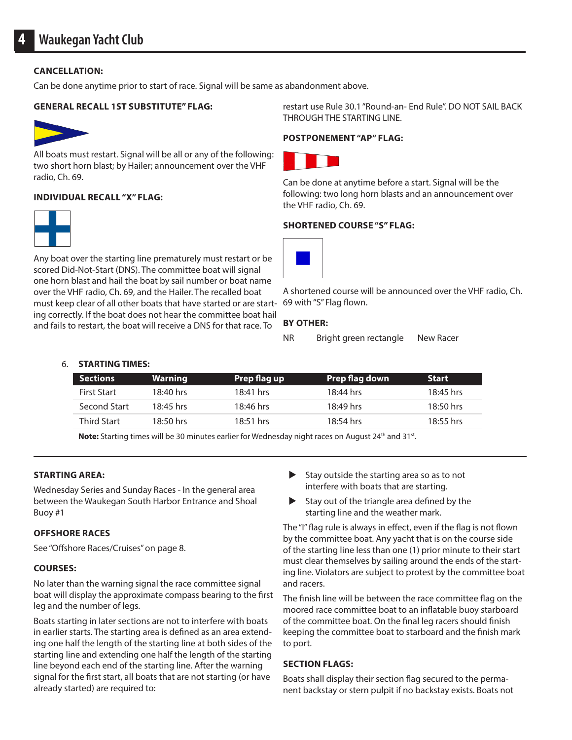### CANCELLATION:

Can be done anytime prior to start of race. Signal will be same as abandonment above.

### GENERAL RECALL 1ST SUBSTITUTE" FLAG:

All boats must restart. Signal will be all or any of the following: two short horn blast; by Hailer; announcement over the VHF radio, Ch. 69.

### INDIVIDUAL RECALL "X" FLAG:

Any boat over the starting line prematurely must restart or be scored Did-Not-Start (DNS). The committee boat will signal one horn blast and hail the boat by sail number or boat name over the VHF radio, Ch. 69, and the Hailer. The recalled boat must keep clear of all other boats that have started or are starting correctly. If the boat does not hear the committee boat hail and fails to restart, the boat will receive a DNS for that race. To restart use Rule 30.1 "Round-an- End Rule". DO NOT SAIL BACK THROUGH THE STARTING LINE.

### POSTPONEMENT "AP" FLAG:

Can be done at anytime before a start. Signal will be the following: two long horn blasts and an announcement over the VHF radio, Ch. 69.

### SHORTENED COURSE "S" FLAG:

A shortened course will be announced over the VHF radio, Ch. 69 with "S" Flag flown.

### BY OTHER:

NR Bright green rectangle New Racer

6. **STARTING TIMES:**

| Sections | Warning | Prep flag up | Prep flag down | Start |
|---|---|---|---|---|
| First Start | 18:40 hrs | 18:41 hrs | 18:44 hrs | 18:45 hrs |
| Second Start | 18:45 hrs | 18:46 hrs | 18:49 hrs | 18:50 hrs |
| Third Start | 18:50 hrs | 18:51 hrs | 18:54 hrs | 18:55 hrs |

**Note:** Starting times will be 30 minutes earlier for Wednesday night races on August 24th and 31st.

### STARTING AREA:

Wednesday Series and Sunday Races - In the general area between the Waukegan South Harbor Entrance and Shoal Buoy #1

### OFFSHORE RACES

See "Offshore Races/Cruises" on page 8.

### COURSES:

No later than the warning signal the race committee signal boat will display the approximate compass bearing to the first leg and the number of legs.

Boats starting in later sections are not to interfere with boats in earlier starts. The starting area is defined as an area extending one half the length of the starting line at both sides of the starting line and extending one half the length of the starting line beyond each end of the starting line. After the warning signal for the first start, all boats that are not starting (or have already started) are required to:

- Stay outside the starting area so as to not interfere with boats that are starting.
- Stay out of the triangle area defined by the starting line and the weather mark.

The "I" flag rule is always in effect, even if the flag is not flown by the committee boat. Any yacht that is on the course side of the starting line less than one (1) prior minute to their start must clear themselves by sailing around the ends of the starting line. Violators are subject to protest by the committee boat and racers.

The finish line will be between the race committee flag on the moored race committee boat to an inflatable buoy starboard of the committee boat. On the final leg racers should finish keeping the committee boat to starboard and the finish mark to port.

### SECTION FLAGS:

Boats shall display their section flag secured to the permanent backstay or stern pulpit if no backstay exists. Boats not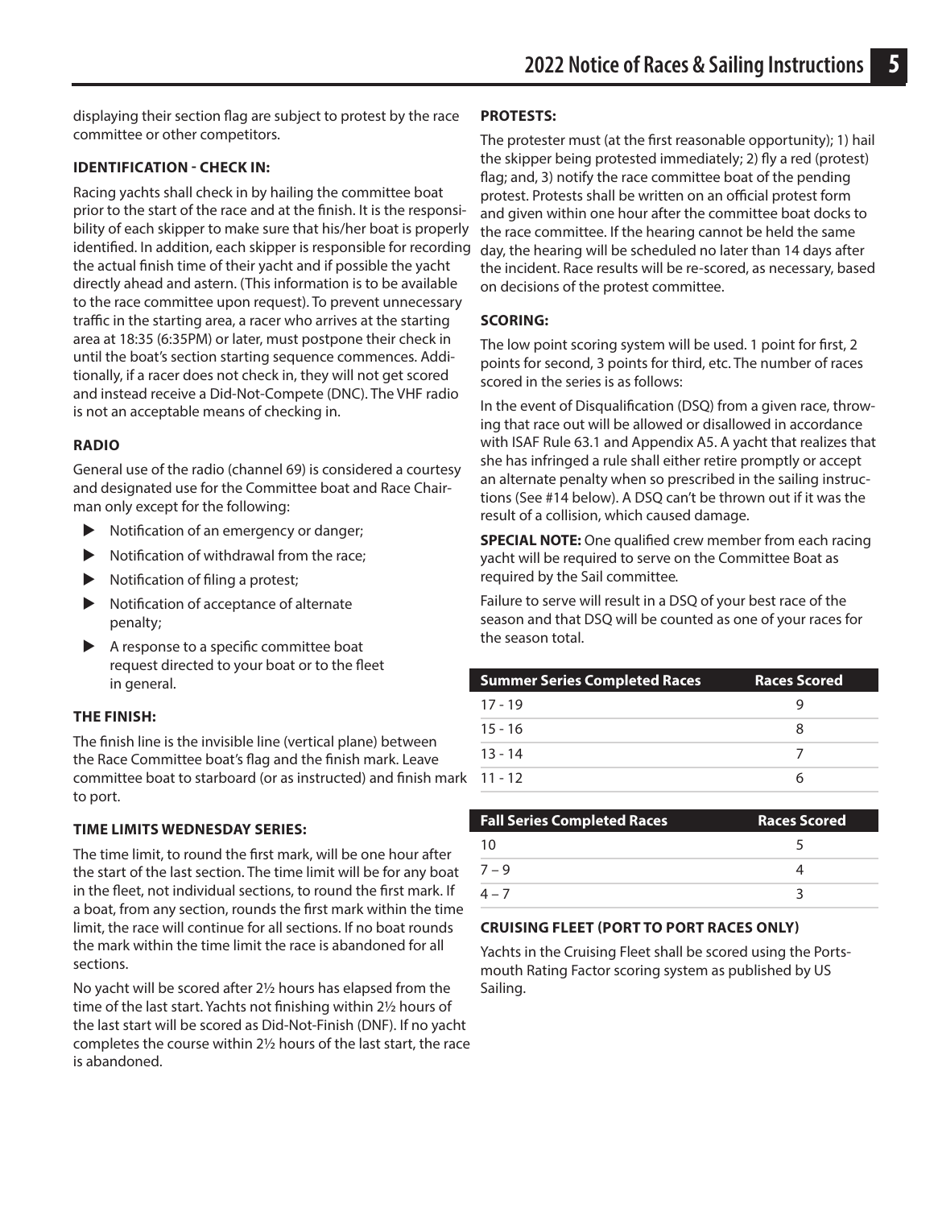displaying their section flag are subject to protest by the race committee or other competitors.

### IDENTIFICATION - CHECK IN:

Racing yachts shall check in by hailing the committee boat prior to the start of the race and at the finish. It is the responsibility of each skipper to make sure that his/her boat is properly identified. In addition, each skipper is responsible for recording the actual finish time of their yacht and if possible the yacht directly ahead and astern. (This information is to be available to the race committee upon request). To prevent unnecessary traffic in the starting area, a racer who arrives at the starting area at 18:35 (6:35PM) or later, must postpone their check in until the boat's section starting sequence commences. Additionally, if a racer does not check in, they will not get scored and instead receive a Did-Not-Compete (DNC). The VHF radio is not an acceptable means of checking in.

### RADIO

General use of the radio (channel 69) is considered a courtesy and designated use for the Committee boat and Race Chairman only except for the following:

- Notification of an emergency or danger;
- Notification of withdrawal from the race;
- Notification of filing a protest;
- Notification of acceptance of alternate penalty;
- A response to a specific committee boat request directed to your boat or to the fleet in general.

### THE FINISH:

The finish line is the invisible line (vertical plane) between the Race Committee boat's flag and the finish mark. Leave committee boat to starboard (or as instructed) and finish mark to port.

### TIME LIMITS WEDNESDAY SERIES:

The time limit, to round the first mark, will be one hour after the start of the last section. The time limit will be for any boat in the fleet, not individual sections, to round the first mark. If a boat, from any section, rounds the first mark within the time limit, the race will continue for all sections. If no boat rounds the mark within the time limit the race is abandoned for all sections.

No yacht will be scored after 2½ hours has elapsed from the time of the last start. Yachts not finishing within 2½ hours of the last start will be scored as Did-Not-Finish (DNF). If no yacht completes the course within 2½ hours of the last start, the race is abandoned.

### PROTESTS:

The protester must (at the first reasonable opportunity); 1) hail the skipper being protested immediately; 2) fly a red (protest) flag; and, 3) notify the race committee boat of the pending protest. Protests shall be written on an official protest form and given within one hour after the committee boat docks to the race committee. If the hearing cannot be held the same day, the hearing will be scheduled no later than 14 days after the incident. Race results will be re-scored, as necessary, based on decisions of the protest committee.

### SCORING:

The low point scoring system will be used. 1 point for first, 2 points for second, 3 points for third, etc. The number of races scored in the series is as follows:

In the event of Disqualification (DSQ) from a given race, throwing that race out will be allowed or disallowed in accordance with ISAF Rule 63.1 and Appendix A5. A yacht that realizes that she has infringed a rule shall either retire promptly or accept an alternate penalty when so prescribed in the sailing instructions (See #14 below). A DSQ can't be thrown out if it was the result of a collision, which caused damage.

**SPECIAL NOTE:** One qualified crew member from each racing yacht will be required to serve on the Committee Boat as required by the Sail committee.

Failure to serve will result in a DSQ of your best race of the season and that DSQ will be counted as one of your races for the season total.

| Summer Series Completed Races | Races Scored |
|---|---|
| 17 - 19 | 9 |
| 15 - 16 | 8 |
| 13 - 14 | 7 |
| 11 - 12 | 6 |

| Fall Series Completed Races | Races Scored |
|---|---|
| 10 | 5 |
| 7 – 9 | 4 |
| 4 – 7 | 3 |

### CRUISING FLEET (PORT TO PORT RACES ONLY)

Yachts in the Cruising Fleet shall be scored using the Portsmouth Rating Factor scoring system as published by US Sailing.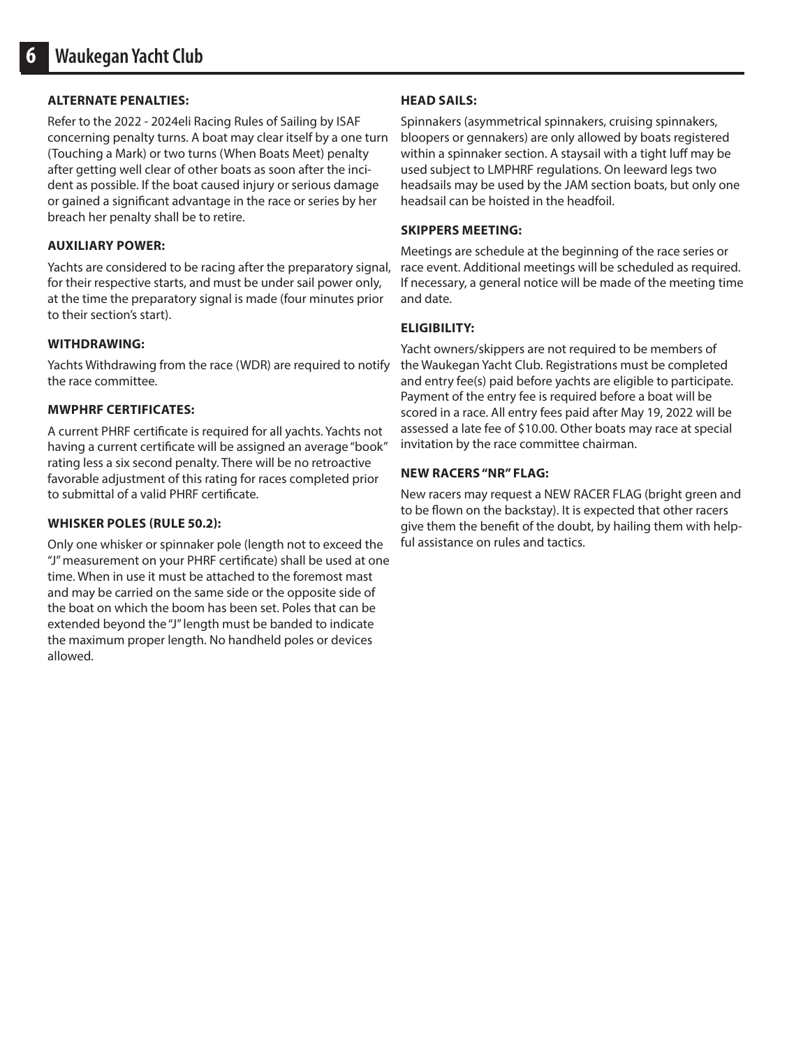### ALTERNATE PENALTIES:

Refer to the 2022 - 2024eli Racing Rules of Sailing by ISAF concerning penalty turns. A boat may clear itself by a one turn (Touching a Mark) or two turns (When Boats Meet) penalty after getting well clear of other boats as soon after the incident as possible. If the boat caused injury or serious damage or gained a significant advantage in the race or series by her breach her penalty shall be to retire.

### AUXILIARY POWER:

Yachts are considered to be racing after the preparatory signal, for their respective starts, and must be under sail power only, at the time the preparatory signal is made (four minutes prior to their section's start).

### WITHDRAWING:

Yachts Withdrawing from the race (WDR) are required to notify the race committee.

### MWPHRF CERTIFICATES:

A current PHRF certificate is required for all yachts. Yachts not having a current certificate will be assigned an average "book" rating less a six second penalty. There will be no retroactive favorable adjustment of this rating for races completed prior to submittal of a valid PHRF certificate.

### WHISKER POLES (RULE 50.2):

Only one whisker or spinnaker pole (length not to exceed the "J" measurement on your PHRF certificate) shall be used at one time. When in use it must be attached to the foremost mast and may be carried on the same side or the opposite side of the boat on which the boom has been set. Poles that can be extended beyond the "J" length must be banded to indicate the maximum proper length. No handheld poles or devices allowed.

### HEAD SAILS:

Spinnakers (asymmetrical spinnakers, cruising spinnakers, bloopers or gennakers) are only allowed by boats registered within a spinnaker section. A staysail with a tight luff may be used subject to LMPHRF regulations. On leeward legs two headsails may be used by the JAM section boats, but only one headsail can be hoisted in the headfoil.

### SKIPPERS MEETING:

Meetings are schedule at the beginning of the race series or race event. Additional meetings will be scheduled as required. If necessary, a general notice will be made of the meeting time and date.

### ELIGIBILITY:

Yacht owners/skippers are not required to be members of the Waukegan Yacht Club. Registrations must be completed and entry fee(s) paid before yachts are eligible to participate. Payment of the entry fee is required before a boat will be scored in a race. All entry fees paid after May 19, 2022 will be assessed a late fee of $10.00. Other boats may race at special invitation by the race committee chairman.

### NEW RACERS "NR" FLAG:

New racers may request a NEW RACER FLAG (bright green and to be flown on the backstay). It is expected that other racers give them the benefit of the doubt, by hailing them with helpful assistance on rules and tactics.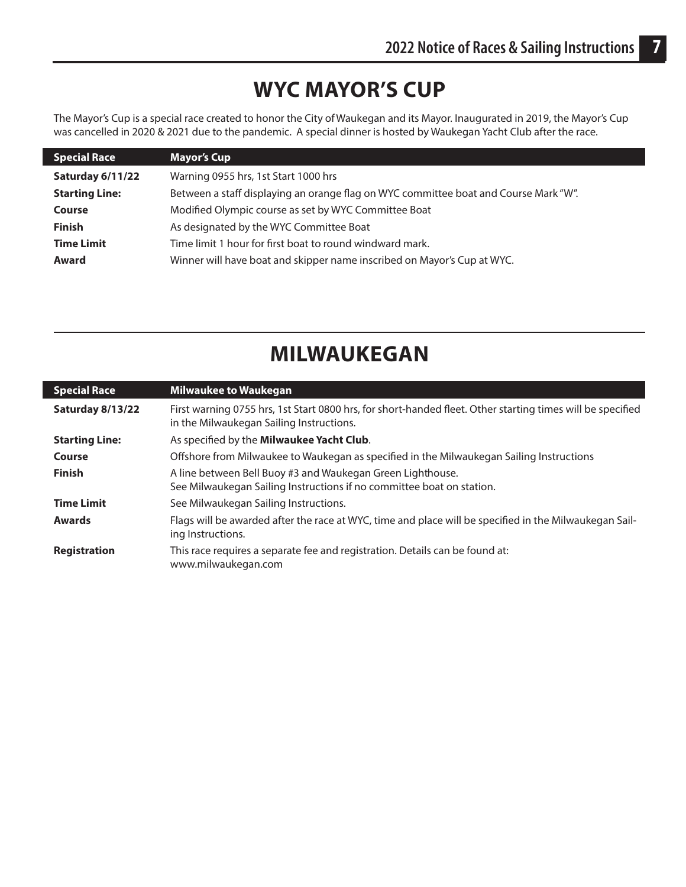# WYC MAYOR'S CUP

The Mayor's Cup is a special race created to honor the City of Waukegan and its Mayor. Inaugurated in 2019, the Mayor's Cup was cancelled in 2020 & 2021 due to the pandemic. A special dinner is hosted by Waukegan Yacht Club after the race.

| Special Race | Mayor's Cup |
|---|---|
| **Saturday 6/11/22** | Warning 0955 hrs, 1st Start 1000 hrs |
| **Starting Line:** | Between a staff displaying an orange flag on WYC committee boat and Course Mark "W". |
| **Course** | Modified Olympic course as set by WYC Committee Boat |
| **Finish** | As designated by the WYC Committee Boat |
| **Time Limit** | Time limit 1 hour for first boat to round windward mark. |
| **Award** | Winner will have boat and skipper name inscribed on Mayor's Cup at WYC. |

# MILWAUKEGAN

| Special Race | Milwaukee to Waukegan |
|---|---|
| **Saturday 8/13/22** | First warning 0755 hrs, 1st Start 0800 hrs, for short-handed fleet. Other starting times will be specified in the Milwaukegan Sailing Instructions. |
| **Starting Line:** | As specified by the **Milwaukee Yacht Club**. |
| **Course** | Offshore from Milwaukee to Waukegan as specified in the Milwaukegan Sailing Instructions |
| **Finish** | A line between Bell Buoy #3 and Waukegan Green Lighthouse. See Milwaukegan Sailing Instructions if no committee boat on station. |
| **Time Limit** | See Milwaukegan Sailing Instructions. |
| **Awards** | Flags will be awarded after the race at WYC, time and place will be specified in the Milwaukegan Sailing Instructions. |
| **Registration** | This race requires a separate fee and registration. Details can be found at: www.milwaukegan.com |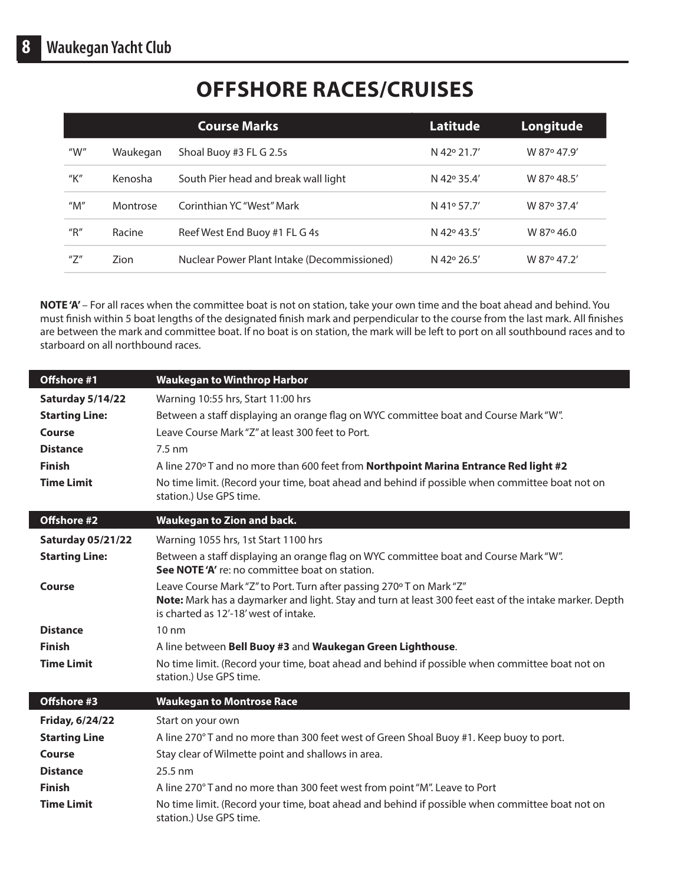# OFFSHORE RACES/CRUISES

| | | Course Marks | Latitude | Longitude |
|---|---|---|---|---|
| "W" | Waukegan | Shoal Buoy #3 FL G 2.5s | N 42º 21.7' | W 87º 47.9' |
| "K" | Kenosha | South Pier head and break wall light | N 42º 35.4' | W 87º 48.5' |
| "M" | Montrose | Corinthian YC "West" Mark | N 41º 57.7' | W 87º 37.4' |
| "R" | Racine | Reef West End Buoy #1 FL G 4s | N 42º 43.5' | W 87º 46.0 |
| "Z" | Zion | Nuclear Power Plant Intake (Decommissioned) | N 42º 26.5' | W 87º 47.2' |

**NOTE 'A'** – For all races when the committee boat is not on station, take your own time and the boat ahead and behind. You must finish within 5 boat lengths of the designated finish mark and perpendicular to the course from the last mark. All finishes are between the mark and committee boat. If no boat is on station, the mark will be left to port on all southbound races and to starboard on all northbound races.

| Offshore #1 | Waukegan to Winthrop Harbor |
|---|---|
| **Saturday 5/14/22** | Warning 10:55 hrs, Start 11:00 hrs |
| **Starting Line:** | Between a staff displaying an orange flag on WYC committee boat and Course Mark "W". |
| **Course** | Leave Course Mark "Z" at least 300 feet to Port. |
| **Distance** | 7.5 nm |
| **Finish** | A line 270º T and no more than 600 feet from **Northpoint Marina Entrance Red light #2** |
| **Time Limit** | No time limit. (Record your time, boat ahead and behind if possible when committee boat not on station.) Use GPS time. |

| Offshore #2 | Waukegan to Zion and back. |
|---|---|
| **Saturday 05/21/22** | Warning 1055 hrs, 1st Start 1100 hrs |
| **Starting Line:** | Between a staff displaying an orange flag on WYC committee boat and Course Mark "W". **See NOTE 'A'** re: no committee boat on station. |
| **Course** | Leave Course Mark "Z" to Port. Turn after passing 270º T on Mark "Z" **Note:** Mark has a daymarker and light. Stay and turn at least 300 feet east of the intake marker. Depth is charted as 12'-18' west of intake. |
| **Distance** | 10 nm |
| **Finish** | A line between **Bell Buoy #3** and **Waukegan Green Lighthouse**. |
| **Time Limit** | No time limit. (Record your time, boat ahead and behind if possible when committee boat not on station.) Use GPS time. |

| Offshore #3 | Waukegan to Montrose Race |
|---|---|
| **Friday, 6/24/22** | Start on your own |
| **Starting Line** | A line 270° T and no more than 300 feet west of Green Shoal Buoy #1. Keep buoy to port. |
| **Course** | Stay clear of Wilmette point and shallows in area. |
| **Distance** | 25.5 nm |
| **Finish** | A line 270° T and no more than 300 feet west from point "M". Leave to Port |
| **Time Limit** | No time limit. (Record your time, boat ahead and behind if possible when committee boat not on station.) Use GPS time. |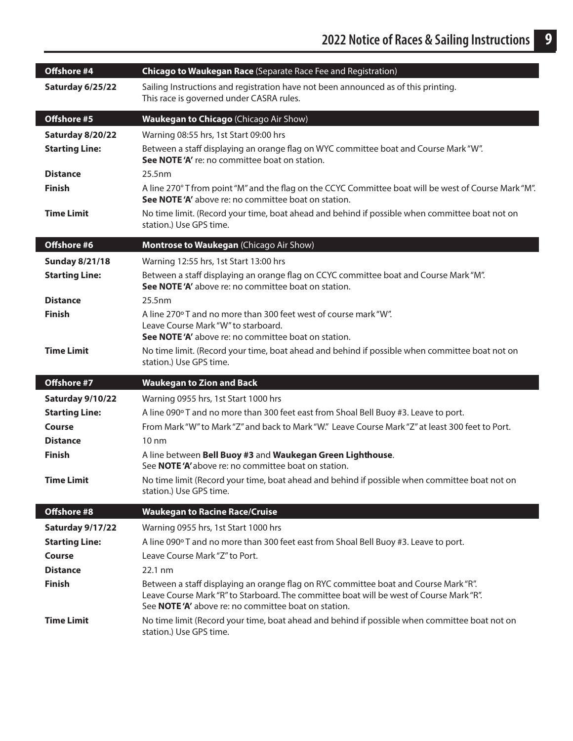| Offshore #4 | **Chicago to Waukegan Race** (Separate Race Fee and Registration) |
|---|---|
| **Saturday 6/25/22** | Sailing Instructions and registration have not been announced as of this printing. This race is governed under CASRA rules. |

| Offshore #5 | **Waukegan to Chicago** (Chicago Air Show) |
|---|---|
| **Saturday 8/20/22** | Warning 08:55 hrs, 1st Start 09:00 hrs |
| **Starting Line:** | Between a staff displaying an orange flag on WYC committee boat and Course Mark "W". **See NOTE 'A'** re: no committee boat on station. |
| **Distance** | 25.5nm |
| **Finish** | A line 270° T from point "M" and the flag on the CCYC Committee boat will be west of Course Mark "M". **See NOTE 'A'** above re: no committee boat on station. |
| **Time Limit** | No time limit. (Record your time, boat ahead and behind if possible when committee boat not on station.) Use GPS time. |

| Offshore #6 | **Montrose to Waukegan** (Chicago Air Show) |
|---|---|
| **Sunday 8/21/18** | Warning 12:55 hrs, 1st Start 13:00 hrs |
| **Starting Line:** | Between a staff displaying an orange flag on CCYC committee boat and Course Mark "M". **See NOTE 'A'** above re: no committee boat on station. |
| **Distance** | 25.5nm |
| **Finish** | A line 270° T and no more than 300 feet west of course mark "W". Leave Course Mark "W" to starboard. **See NOTE 'A'** above re: no committee boat on station. |
| **Time Limit** | No time limit. (Record your time, boat ahead and behind if possible when committee boat not on station.) Use GPS time. |

| Offshore #7 | **Waukegan to Zion and Back** |
|---|---|
| **Saturday 9/10/22** | Warning 0955 hrs, 1st Start 1000 hrs |
| **Starting Line:** | A line 090° T and no more than 300 feet east from Shoal Bell Buoy #3. Leave to port. |
| **Course** | From Mark "W" to Mark "Z" and back to Mark "W." Leave Course Mark "Z" at least 300 feet to Port. |
| **Distance** | 10 nm |
| **Finish** | A line between **Bell Buoy #3** and **Waukegan Green Lighthouse**. See **NOTE 'A'** above re: no committee boat on station. |
| **Time Limit** | No time limit (Record your time, boat ahead and behind if possible when committee boat not on station.) Use GPS time. |

| Offshore #8 | **Waukegan to Racine Race/Cruise** |
|---|---|
| **Saturday 9/17/22** | Warning 0955 hrs, 1st Start 1000 hrs |
| **Starting Line:** | A line 090° T and no more than 300 feet east from Shoal Bell Buoy #3. Leave to port. |
| **Course** | Leave Course Mark "Z" to Port. |
| **Distance** | 22.1 nm |
| **Finish** | Between a staff displaying an orange flag on RYC committee boat and Course Mark "R". Leave Course Mark "R" to Starboard. The committee boat will be west of Course Mark "R". See **NOTE 'A'** above re: no committee boat on station. |
| **Time Limit** | No time limit (Record your time, boat ahead and behind if possible when committee boat not on station.) Use GPS time. |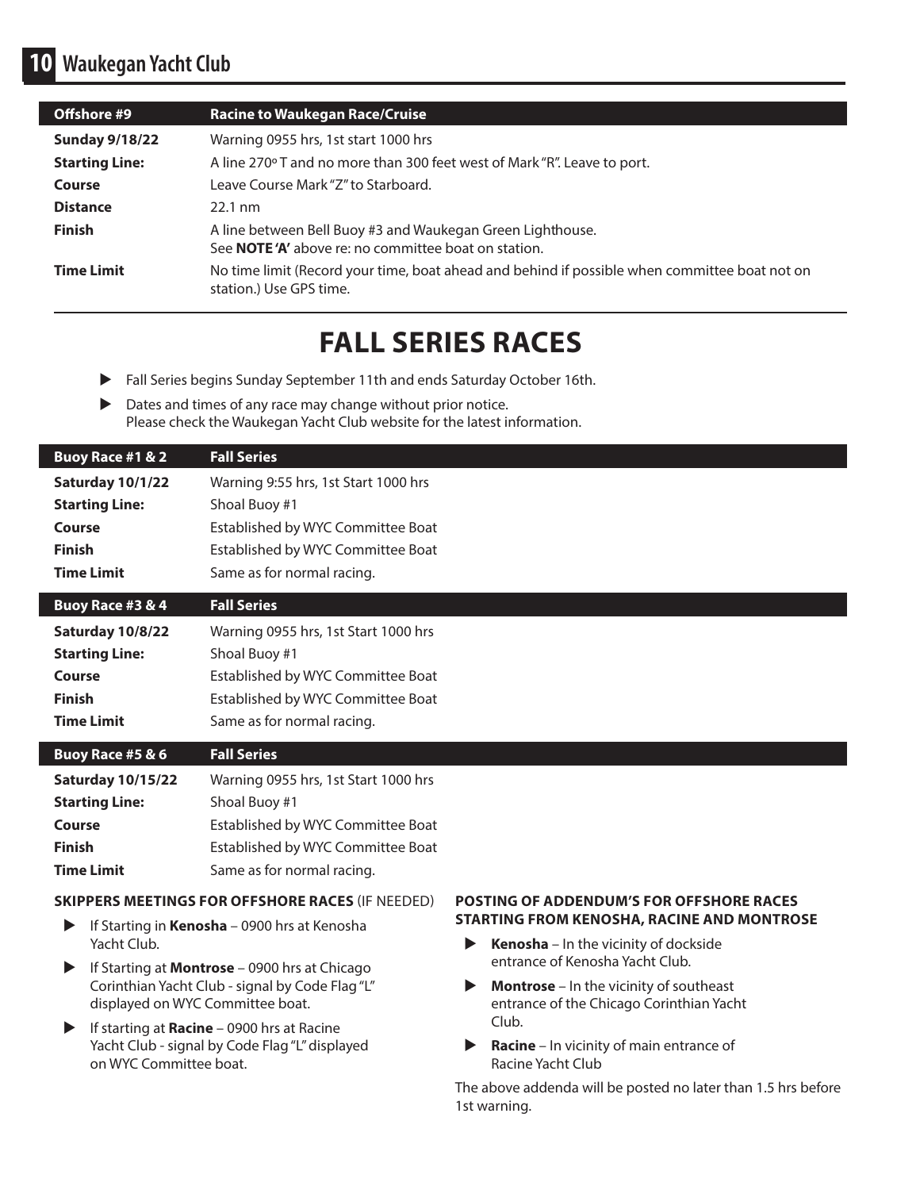| Offshore #9 | Racine to Waukegan Race/Cruise |
| --- | --- |
| **Sunday 9/18/22** | Warning 0955 hrs, 1st start 1000 hrs |
| **Starting Line:** | A line 270º T and no more than 300 feet west of Mark "R". Leave to port. |
| **Course** | Leave Course Mark "Z" to Starboard. |
| **Distance** | 22.1 nm |
| **Finish** | A line between Bell Buoy #3 and Waukegan Green Lighthouse. See **NOTE 'A'** above re: no committee boat on station. |
| **Time Limit** | No time limit (Record your time, boat ahead and behind if possible when committee boat not on station.) Use GPS time. |

# FALL SERIES RACES

- Fall Series begins Sunday September 11th and ends Saturday October 16th.
- Dates and times of any race may change without prior notice. Please check the Waukegan Yacht Club website for the latest information.

| Buoy Race #1 & 2 | Fall Series |
| --- | --- |
| **Saturday 10/1/22** | Warning 9:55 hrs, 1st Start 1000 hrs |
| **Starting Line:** | Shoal Buoy #1 |
| **Course** | Established by WYC Committee Boat |
| **Finish** | Established by WYC Committee Boat |
| **Time Limit** | Same as for normal racing. |

| Buoy Race #3 & 4 | Fall Series |
| --- | --- |
| **Saturday 10/8/22** | Warning 0955 hrs, 1st Start 1000 hrs |
| **Starting Line:** | Shoal Buoy #1 |
| **Course** | Established by WYC Committee Boat |
| **Finish** | Established by WYC Committee Boat |
| **Time Limit** | Same as for normal racing. |

| Buoy Race #5 & 6 | Fall Series |
| --- | --- |
| **Saturday 10/15/22** | Warning 0955 hrs, 1st Start 1000 hrs |
| **Starting Line:** | Shoal Buoy #1 |
| **Course** | Established by WYC Committee Boat |
| **Finish** | Established by WYC Committee Boat |
| **Time Limit** | Same as for normal racing. |

**SKIPPERS MEETINGS FOR OFFSHORE RACES** (IF NEEDED)

- If Starting in **Kenosha** – 0900 hrs at Kenosha Yacht Club.
- If Starting at **Montrose** – 0900 hrs at Chicago Corinthian Yacht Club - signal by Code Flag "L" displayed on WYC Committee boat.
- If starting at **Racine** – 0900 hrs at Racine Yacht Club - signal by Code Flag "L" displayed on WYC Committee boat.

**POSTING OF ADDENDUM'S FOR OFFSHORE RACES STARTING FROM KENOSHA, RACINE AND MONTROSE**

- **Kenosha** – In the vicinity of dockside entrance of Kenosha Yacht Club.
- **Montrose** – In the vicinity of southeast entrance of the Chicago Corinthian Yacht Club.
- **Racine** – In vicinity of main entrance of Racine Yacht Club

The above addenda will be posted no later than 1.5 hrs before 1st warning.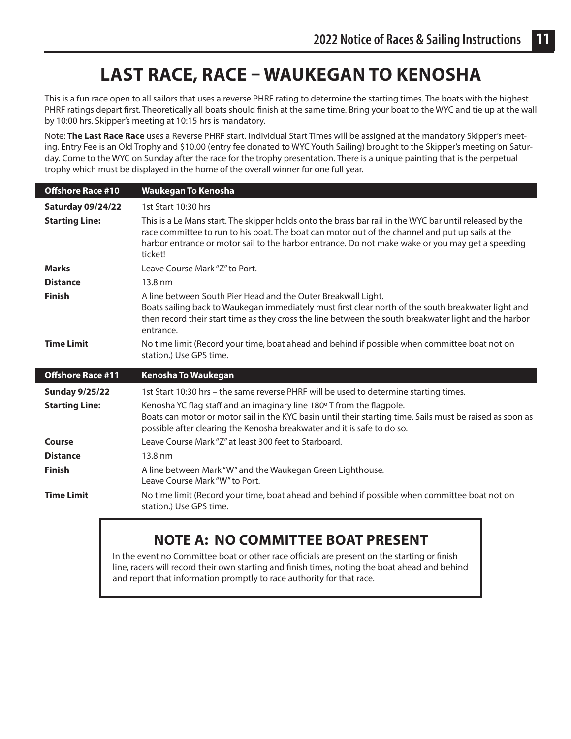# LAST RACE, RACE – WAUKEGAN TO KENOSHA

This is a fun race open to all sailors that uses a reverse PHRF rating to determine the starting times. The boats with the highest PHRF ratings depart first. Theoretically all boats should finish at the same time. Bring your boat to the WYC and tie up at the wall by 10:00 hrs. Skipper's meeting at 10:15 hrs is mandatory.

Note: **The Last Race Race** uses a Reverse PHRF start. Individual Start Times will be assigned at the mandatory Skipper's meeting. Entry Fee is an Old Trophy and $10.00 (entry fee donated to WYC Youth Sailing) brought to the Skipper's meeting on Saturday. Come to the WYC on Sunday after the race for the trophy presentation. There is a unique painting that is the perpetual trophy which must be displayed in the home of the overall winner for one full year.

| **Offshore Race #10** | **Waukegan To Kenosha** |
|---|---|
| **Saturday 09/24/22** | 1st Start 10:30 hrs |
| **Starting Line:** | This is a Le Mans start. The skipper holds onto the brass bar rail in the WYC bar until released by the race committee to run to his boat. The boat can motor out of the channel and put up sails at the harbor entrance or motor sail to the harbor entrance. Do not make wake or you may get a speeding ticket! |
| **Marks** | Leave Course Mark "Z" to Port. |
| **Distance** | 13.8 nm |
| **Finish** | A line between South Pier Head and the Outer Breakwall Light. Boats sailing back to Waukegan immediately must first clear north of the south breakwater light and then record their start time as they cross the line between the south breakwater light and the harbor entrance. |
| **Time Limit** | No time limit (Record your time, boat ahead and behind if possible when committee boat not on station.) Use GPS time. |

| **Offshore Race #11** | **Kenosha To Waukegan** |
|---|---|
| **Sunday 9/25/22** | 1st Start 10:30 hrs – the same reverse PHRF will be used to determine starting times. |
| **Starting Line:** | Kenosha YC flag staff and an imaginary line 180° T from the flagpole. Boats can motor or motor sail in the KYC basin until their starting time. Sails must be raised as soon as possible after clearing the Kenosha breakwater and it is safe to do so. |
| **Course** | Leave Course Mark "Z" at least 300 feet to Starboard. |
| **Distance** | 13.8 nm |
| **Finish** | A line between Mark "W" and the Waukegan Green Lighthouse. Leave Course Mark "W" to Port. |
| **Time Limit** | No time limit (Record your time, boat ahead and behind if possible when committee boat not on station.) Use GPS time. |

## NOTE A: NO COMMITTEE BOAT PRESENT

In the event no Committee boat or other race officials are present on the starting or finish line, racers will record their own starting and finish times, noting the boat ahead and behind and report that information promptly to race authority for that race.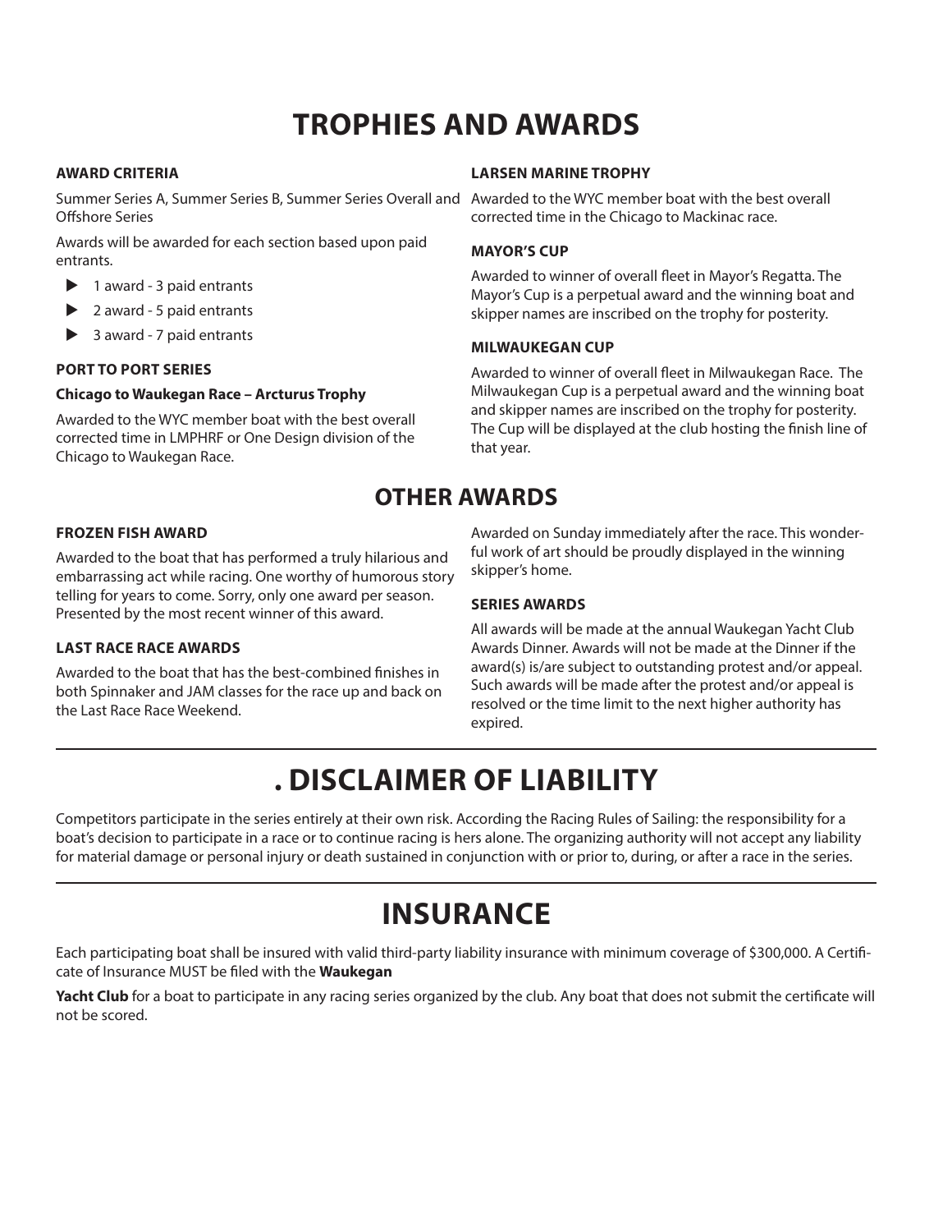# TROPHIES AND AWARDS

### AWARD CRITERIA

Summer Series A, Summer Series B, Summer Series Overall and Offshore Series

Awards will be awarded for each section based upon paid entrants.

- 1 award - 3 paid entrants
- 2 award - 5 paid entrants
- 3 award - 7 paid entrants

### PORT TO PORT SERIES

**Chicago to Waukegan Race – Arcturus Trophy**

Awarded to the WYC member boat with the best overall corrected time in LMPHRF or One Design division of the Chicago to Waukegan Race.

### LARSEN MARINE TROPHY

Awarded to the WYC member boat with the best overall corrected time in the Chicago to Mackinac race.

### MAYOR'S CUP

Awarded to winner of overall fleet in Mayor's Regatta. The Mayor's Cup is a perpetual award and the winning boat and skipper names are inscribed on the trophy for posterity.

### MILWAUKEGAN CUP

Awarded to winner of overall fleet in Milwaukegan Race. The Milwaukegan Cup is a perpetual award and the winning boat and skipper names are inscribed on the trophy for posterity. The Cup will be displayed at the club hosting the finish line of that year.

## OTHER AWARDS

### FROZEN FISH AWARD

Awarded to the boat that has performed a truly hilarious and embarrassing act while racing. One worthy of humorous story telling for years to come. Sorry, only one award per season. Presented by the most recent winner of this award.

### LAST RACE RACE AWARDS

Awarded to the boat that has the best-combined finishes in both Spinnaker and JAM classes for the race up and back on the Last Race Race Weekend.

Awarded on Sunday immediately after the race. This wonderful work of art should be proudly displayed in the winning skipper's home.

### SERIES AWARDS

All awards will be made at the annual Waukegan Yacht Club Awards Dinner. Awards will not be made at the Dinner if the award(s) is/are subject to outstanding protest and/or appeal. Such awards will be made after the protest and/or appeal is resolved or the time limit to the next higher authority has expired.

# . DISCLAIMER OF LIABILITY

Competitors participate in the series entirely at their own risk. According the Racing Rules of Sailing: the responsibility for a boat's decision to participate in a race or to continue racing is hers alone. The organizing authority will not accept any liability for material damage or personal injury or death sustained in conjunction with or prior to, during, or after a race in the series.

# INSURANCE

Each participating boat shall be insured with valid third-party liability insurance with minimum coverage of $300,000. A Certificate of Insurance MUST be filed with the **Waukegan**

**Yacht Club** for a boat to participate in any racing series organized by the club. Any boat that does not submit the certificate will not be scored.